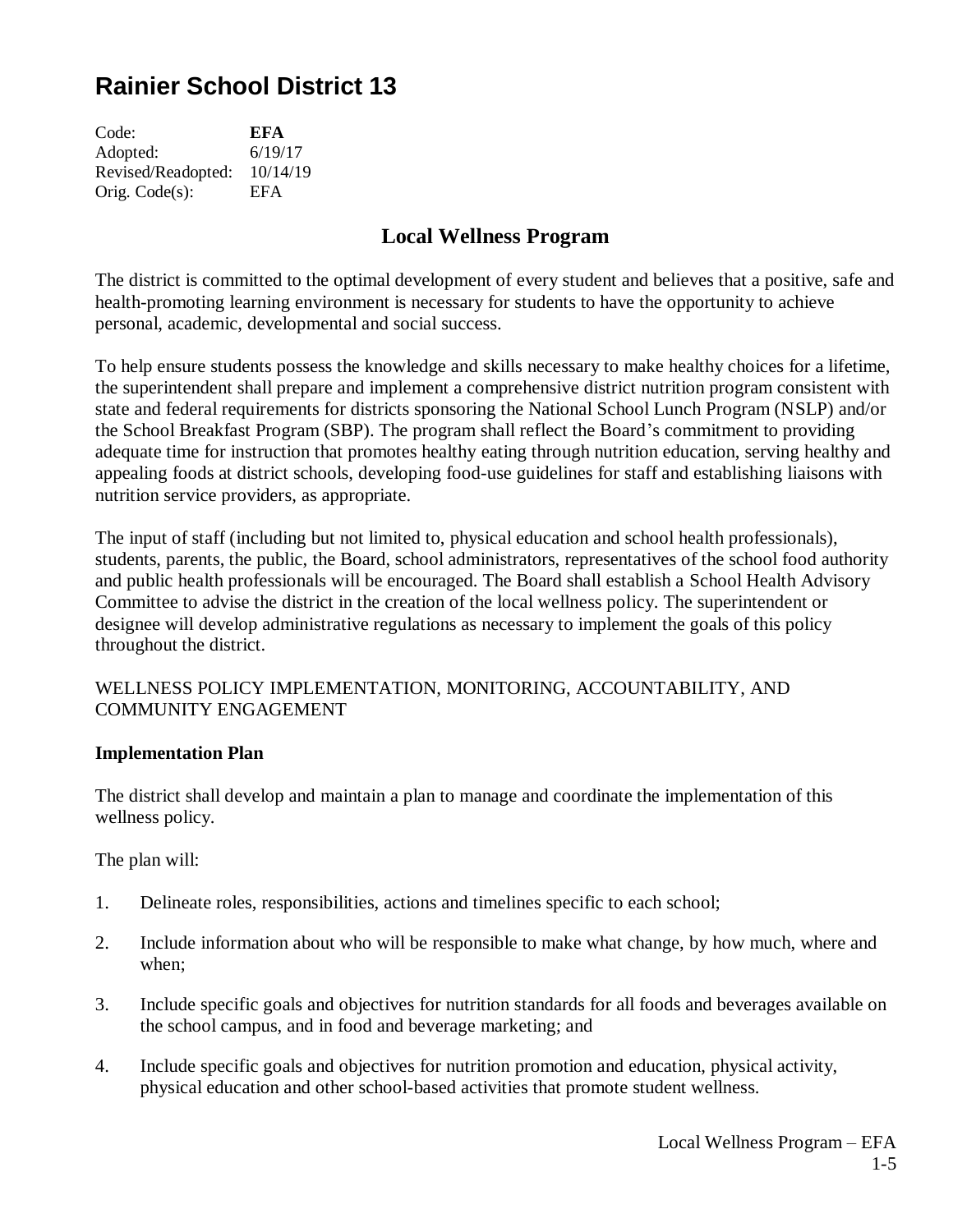# Rainier School District 13

Code: **EFA**
Adopted: 6/19/17
Revised/Readopted: 10/14/19
Orig. Code(s): EFA

## Local Wellness Program

The district is committed to the optimal development of every student and believes that a positive, safe and health-promoting learning environment is necessary for students to have the opportunity to achieve personal, academic, developmental and social success.

To help ensure students possess the knowledge and skills necessary to make healthy choices for a lifetime, the superintendent shall prepare and implement a comprehensive district nutrition program consistent with state and federal requirements for districts sponsoring the National School Lunch Program (NSLP) and/or the School Breakfast Program (SBP). The program shall reflect the Board's commitment to providing adequate time for instruction that promotes healthy eating through nutrition education, serving healthy and appealing foods at district schools, developing food-use guidelines for staff and establishing liaisons with nutrition service providers, as appropriate.

The input of staff (including but not limited to, physical education and school health professionals), students, parents, the public, the Board, school administrators, representatives of the school food authority and public health professionals will be encouraged. The Board shall establish a School Health Advisory Committee to advise the district in the creation of the local wellness policy. The superintendent or designee will develop administrative regulations as necessary to implement the goals of this policy throughout the district.

WELLNESS POLICY IMPLEMENTATION, MONITORING, ACCOUNTABILITY, AND COMMUNITY ENGAGEMENT

### Implementation Plan

The district shall develop and maintain a plan to manage and coordinate the implementation of this wellness policy.

The plan will:

1. Delineate roles, responsibilities, actions and timelines specific to each school;
2. Include information about who will be responsible to make what change, by how much, where and when;
3. Include specific goals and objectives for nutrition standards for all foods and beverages available on the school campus, and in food and beverage marketing; and
4. Include specific goals and objectives for nutrition promotion and education, physical activity, physical education and other school-based activities that promote student wellness.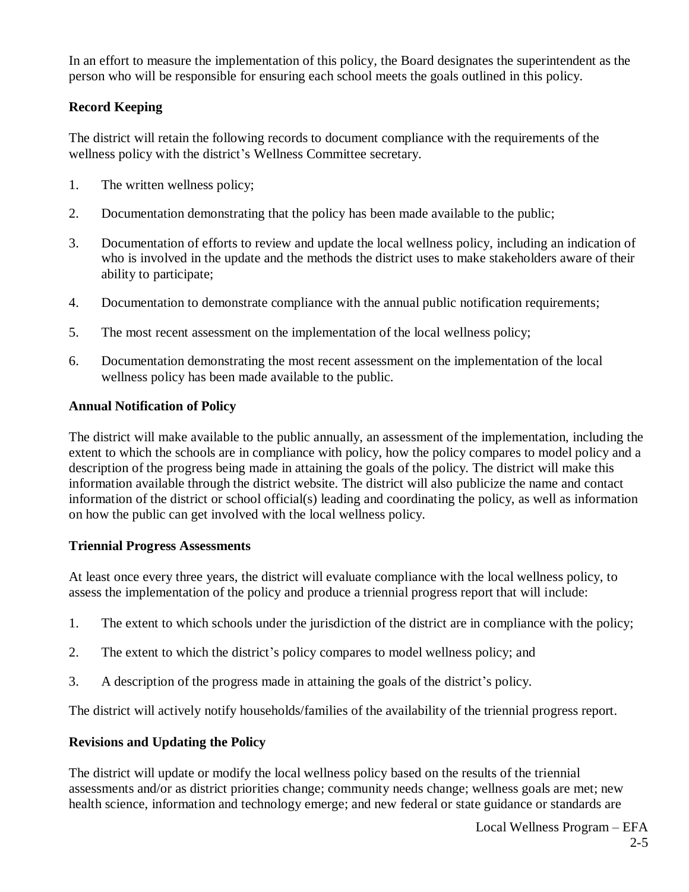In an effort to measure the implementation of this policy, the Board designates the superintendent as the person who will be responsible for ensuring each school meets the goals outlined in this policy.

**Record Keeping**

The district will retain the following records to document compliance with the requirements of the wellness policy with the district's Wellness Committee secretary.

1. The written wellness policy;
2. Documentation demonstrating that the policy has been made available to the public;
3. Documentation of efforts to review and update the local wellness policy, including an indication of who is involved in the update and the methods the district uses to make stakeholders aware of their ability to participate;
4. Documentation to demonstrate compliance with the annual public notification requirements;
5. The most recent assessment on the implementation of the local wellness policy;
6. Documentation demonstrating the most recent assessment on the implementation of the local wellness policy has been made available to the public.

**Annual Notification of Policy**

The district will make available to the public annually, an assessment of the implementation, including the extent to which the schools are in compliance with policy, how the policy compares to model policy and a description of the progress being made in attaining the goals of the policy. The district will make this information available through the district website. The district will also publicize the name and contact information of the district or school official(s) leading and coordinating the policy, as well as information on how the public can get involved with the local wellness policy.

**Triennial Progress Assessments**

At least once every three years, the district will evaluate compliance with the local wellness policy, to assess the implementation of the policy and produce a triennial progress report that will include:

1. The extent to which schools under the jurisdiction of the district are in compliance with the policy;
2. The extent to which the district's policy compares to model wellness policy; and
3. A description of the progress made in attaining the goals of the district's policy.

The district will actively notify households/families of the availability of the triennial progress report.

**Revisions and Updating the Policy**

The district will update or modify the local wellness policy based on the results of the triennial assessments and/or as district priorities change; community needs change; wellness goals are met; new health science, information and technology emerge; and new federal or state guidance or standards are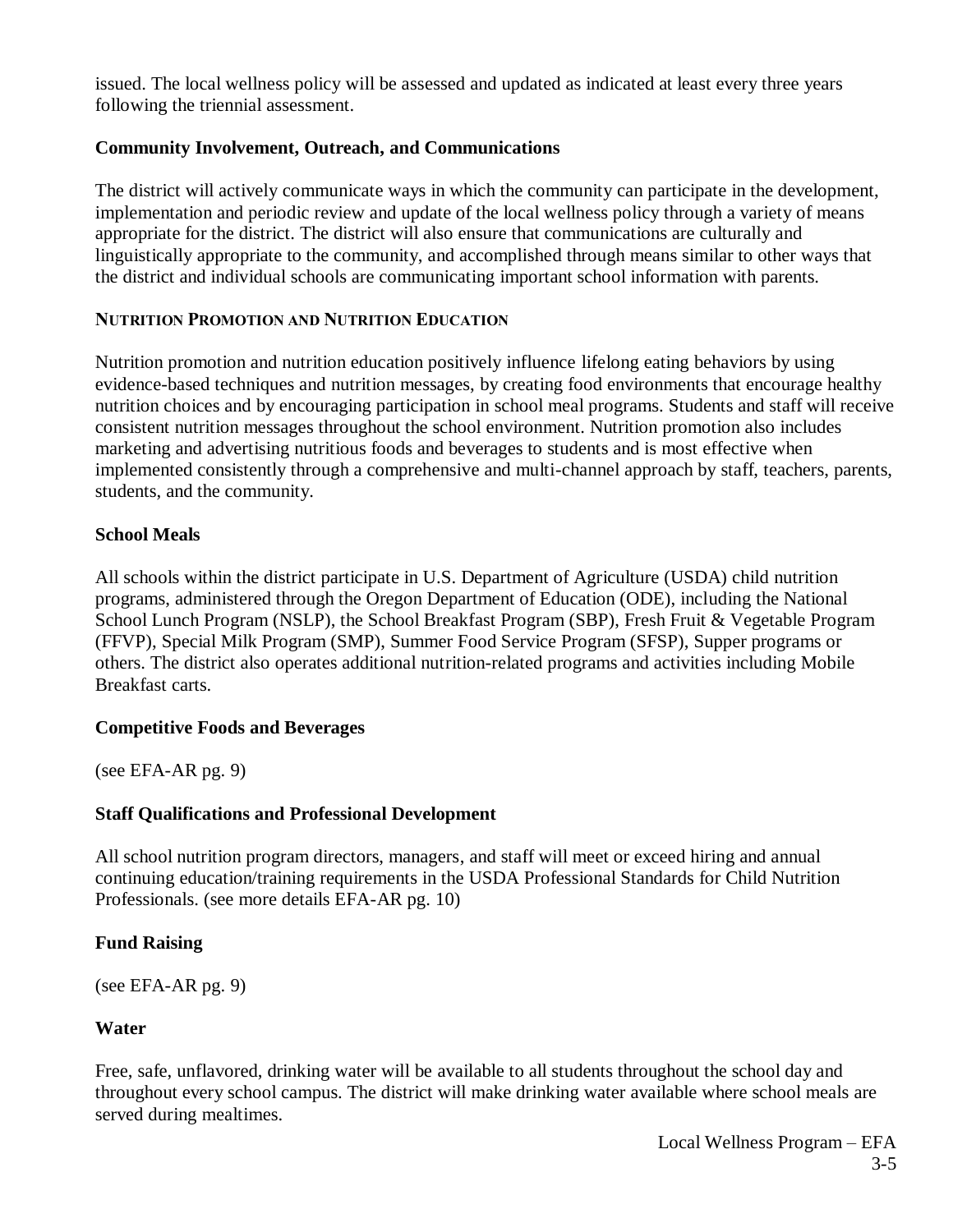issued. The local wellness policy will be assessed and updated as indicated at least every three years following the triennial assessment.

### Community Involvement, Outreach, and Communications

The district will actively communicate ways in which the community can participate in the development, implementation and periodic review and update of the local wellness policy through a variety of means appropriate for the district. The district will also ensure that communications are culturally and linguistically appropriate to the community, and accomplished through means similar to other ways that the district and individual schools are communicating important school information with parents.

## Nutrition Promotion and Nutrition Education

Nutrition promotion and nutrition education positively influence lifelong eating behaviors by using evidence-based techniques and nutrition messages, by creating food environments that encourage healthy nutrition choices and by encouraging participation in school meal programs. Students and staff will receive consistent nutrition messages throughout the school environment. Nutrition promotion also includes marketing and advertising nutritious foods and beverages to students and is most effective when implemented consistently through a comprehensive and multi-channel approach by staff, teachers, parents, students, and the community.

### School Meals

All schools within the district participate in U.S. Department of Agriculture (USDA) child nutrition programs, administered through the Oregon Department of Education (ODE), including the National School Lunch Program (NSLP), the School Breakfast Program (SBP), Fresh Fruit & Vegetable Program (FFVP), Special Milk Program (SMP), Summer Food Service Program (SFSP), Supper programs or others. The district also operates additional nutrition-related programs and activities including Mobile Breakfast carts.

### Competitive Foods and Beverages

(see EFA-AR pg. 9)

### Staff Qualifications and Professional Development

All school nutrition program directors, managers, and staff will meet or exceed hiring and annual continuing education/training requirements in the USDA Professional Standards for Child Nutrition Professionals. (see more details EFA-AR pg. 10)

### Fund Raising

(see EFA-AR pg. 9)

### Water

Free, safe, unflavored, drinking water will be available to all students throughout the school day and throughout every school campus. The district will make drinking water available where school meals are served during mealtimes.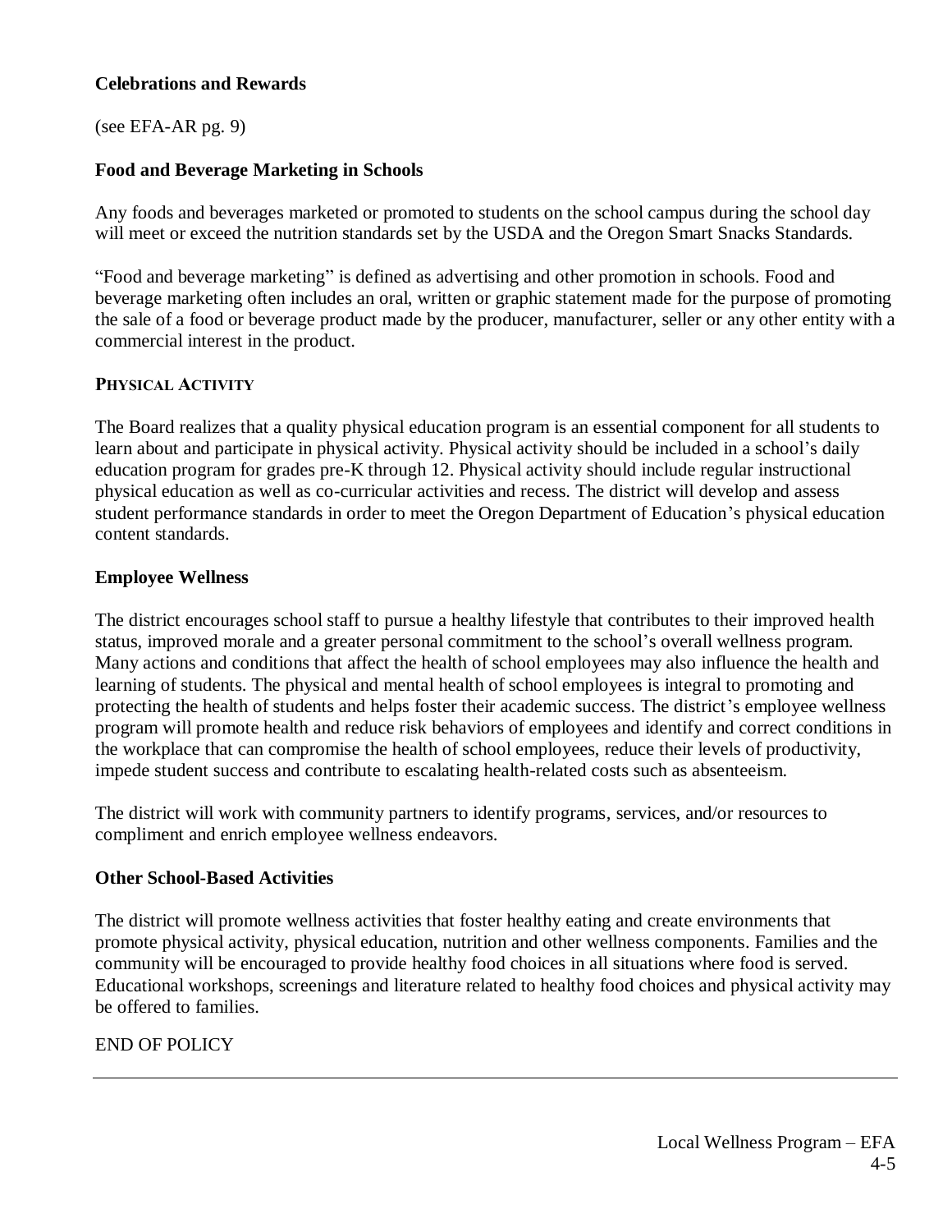### Celebrations and Rewards

(see EFA-AR pg. 9)

### Food and Beverage Marketing in Schools

Any foods and beverages marketed or promoted to students on the school campus during the school day will meet or exceed the nutrition standards set by the USDA and the Oregon Smart Snacks Standards.

"Food and beverage marketing" is defined as advertising and other promotion in schools. Food and beverage marketing often includes an oral, written or graphic statement made for the purpose of promoting the sale of a food or beverage product made by the producer, manufacturer, seller or any other entity with a commercial interest in the product.

## PHYSICAL ACTIVITY

The Board realizes that a quality physical education program is an essential component for all students to learn about and participate in physical activity. Physical activity should be included in a school's daily education program for grades pre-K through 12. Physical activity should include regular instructional physical education as well as co-curricular activities and recess. The district will develop and assess student performance standards in order to meet the Oregon Department of Education's physical education content standards.

### Employee Wellness

The district encourages school staff to pursue a healthy lifestyle that contributes to their improved health status, improved morale and a greater personal commitment to the school's overall wellness program. Many actions and conditions that affect the health of school employees may also influence the health and learning of students. The physical and mental health of school employees is integral to promoting and protecting the health of students and helps foster their academic success. The district's employee wellness program will promote health and reduce risk behaviors of employees and identify and correct conditions in the workplace that can compromise the health of school employees, reduce their levels of productivity, impede student success and contribute to escalating health-related costs such as absenteeism.

The district will work with community partners to identify programs, services, and/or resources to compliment and enrich employee wellness endeavors.

### Other School-Based Activities

The district will promote wellness activities that foster healthy eating and create environments that promote physical activity, physical education, nutrition and other wellness components. Families and the community will be encouraged to provide healthy food choices in all situations where food is served. Educational workshops, screenings and literature related to healthy food choices and physical activity may be offered to families.

END OF POLICY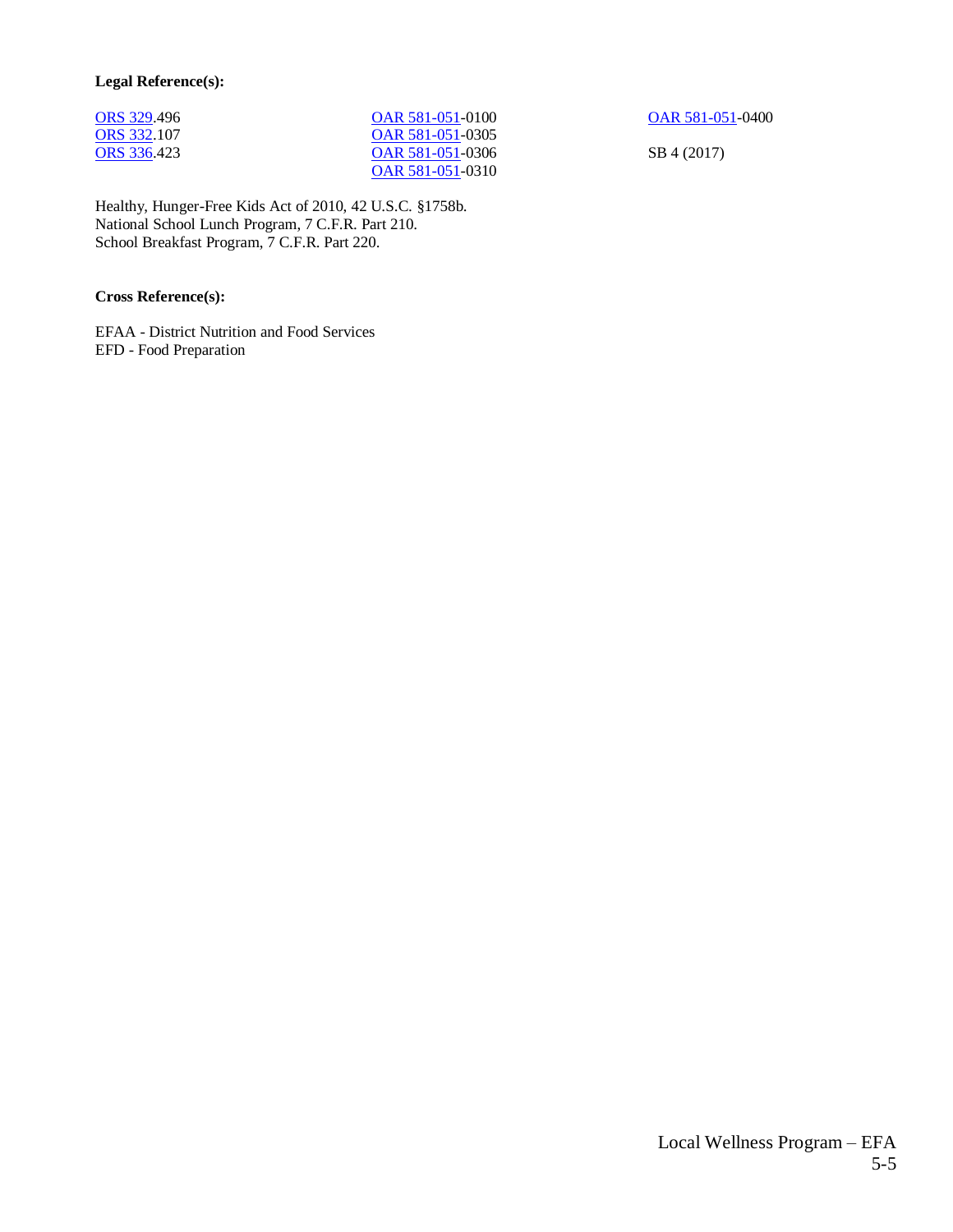**Legal Reference(s):**

| | | |
|---|---|---|
| ORS 329.496 | OAR 581-051-0100 | OAR 581-051-0400 |
| ORS 332.107 | OAR 581-051-0305 | |
| ORS 336.423 | OAR 581-051-0306 | SB 4 (2017) |
| | OAR 581-051-0310 | |

Healthy, Hunger-Free Kids Act of 2010, 42 U.S.C. §1758b.
National School Lunch Program, 7 C.F.R. Part 210.
School Breakfast Program, 7 C.F.R. Part 220.

**Cross Reference(s):**

EFAA - District Nutrition and Food Services
EFD - Food Preparation